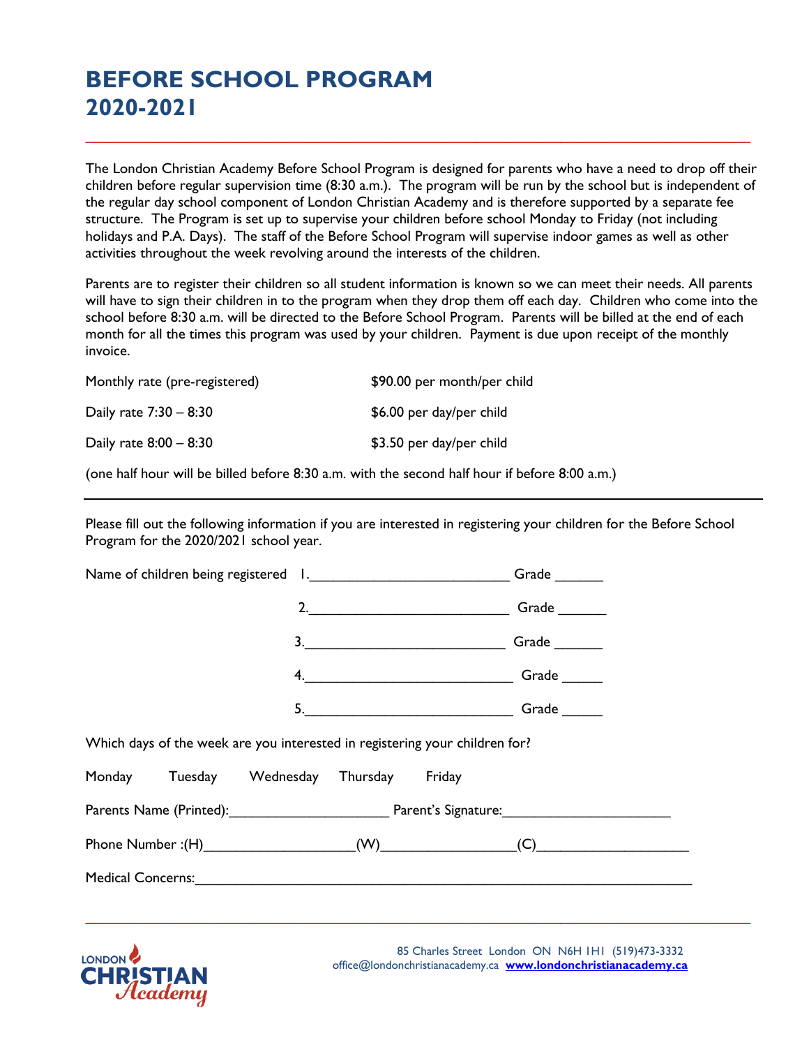# BEFORE SCHOOL PROGRAM 2020-2021

The London Christian Academy Before School Program is designed for parents who have a need to drop off their children before regular supervision time (8:30 a.m.). The program will be run by the school but is independent of the regular day school component of London Christian Academy and is therefore supported by a separate fee structure. The Program is set up to supervise your children before school Monday to Friday (not including holidays and P.A. Days). The staff of the Before School Program will supervise indoor games as well as other activities throughout the week revolving around the interests of the children.

Parents are to register their children so all student information is known so we can meet their needs. All parents will have to sign their children in to the program when they drop them off each day. Children who come into the school before 8:30 a.m. will be directed to the Before School Program. Parents will be billed at the end of each month for all the times this program was used by your children. Payment is due upon receipt of the monthly invoice.

| | |
|---|---|
| Monthly rate (pre-registered) | $90.00 per month/per child |
| Daily rate 7:30 – 8:30 | $6.00 per day/per child |
| Daily rate 8:00 – 8:30 | $3.50 per day/per child |

(one half hour will be billed before 8:30 a.m. with the second half hour if before 8:00 a.m.)

---

Please fill out the following information if you are interested in registering your children for the Before School Program for the 2020/2021 school year.

Name of children being registered 1.__________________________ Grade ______

2.__________________________ Grade ______

3.__________________________ Grade ______

4.__________________________ Grade ______

5.__________________________ Grade ______

Which days of the week are you interested in registering your children for?

Monday Tuesday Wednesday Thursday Friday

Parents Name (Printed):____________________ Parent's Signature:_____________________

Phone Number :(H)___________________(W)________________(C)___________________

Medical Concerns:_________________________________________________________________

LONDON CHRISTIAN Academy

85 Charles Street London ON N6H 1H1 (519)473-3332
office@londonchristianacademy.ca **www.londonchristianacademy.ca**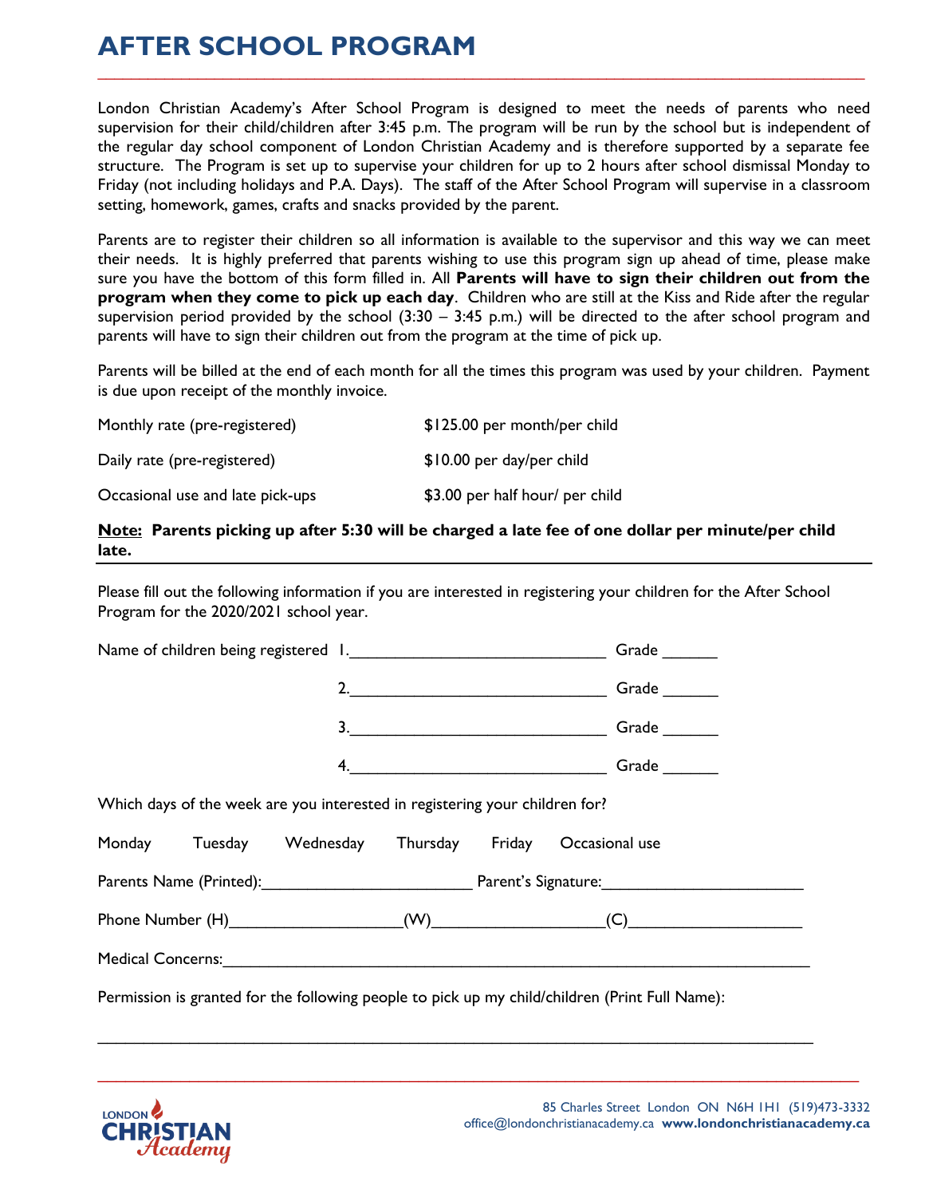# AFTER SCHOOL PROGRAM

London Christian Academy's After School Program is designed to meet the needs of parents who need supervision for their child/children after 3:45 p.m. The program will be run by the school but is independent of the regular day school component of London Christian Academy and is therefore supported by a separate fee structure. The Program is set up to supervise your children for up to 2 hours after school dismissal Monday to Friday (not including holidays and P.A. Days). The staff of the After School Program will supervise in a classroom setting, homework, games, crafts and snacks provided by the parent.

Parents are to register their children so all information is available to the supervisor and this way we can meet their needs. It is highly preferred that parents wishing to use this program sign up ahead of time, please make sure you have the bottom of this form filled in. All **Parents will have to sign their children out from the program when they come to pick up each day**. Children who are still at the Kiss and Ride after the regular supervision period provided by the school (3:30 – 3:45 p.m.) will be directed to the after school program and parents will have to sign their children out from the program at the time of pick up.

Parents will be billed at the end of each month for all the times this program was used by your children. Payment is due upon receipt of the monthly invoice.

| | |
|---|---|
| Monthly rate (pre-registered) | $125.00 per month/per child |
| Daily rate (pre-registered) | $10.00 per day/per child |
| Occasional use and late pick-ups | $3.00 per half hour/ per child |

**<u>Note:</u> Parents picking up after 5:30 will be charged a late fee of one dollar per minute/per child late.**

---

Please fill out the following information if you are interested in registering your children for the After School Program for the 2020/2021 school year.

Name of children being registered 1.______________________________ Grade ______

2.______________________________ Grade ______

3.______________________________ Grade ______

4.______________________________ Grade ______

Which days of the week are you interested in registering your children for?

Monday Tuesday Wednesday Thursday Friday Occasional use

Parents Name (Printed):________________________ Parent's Signature:________________________

Phone Number (H)___________________(W)___________________(C)___________________

Medical Concerns:_____________________________________________________________________

Permission is granted for the following people to pick up my child/children (Print Full Name):

_____________________________________________________________________________________

LONDON CHRISTIAN Academy

85 Charles Street London ON N6H 1H1 (519)473-3332
office@londonchristianacademy.ca **www.londonchristianacademy.ca**